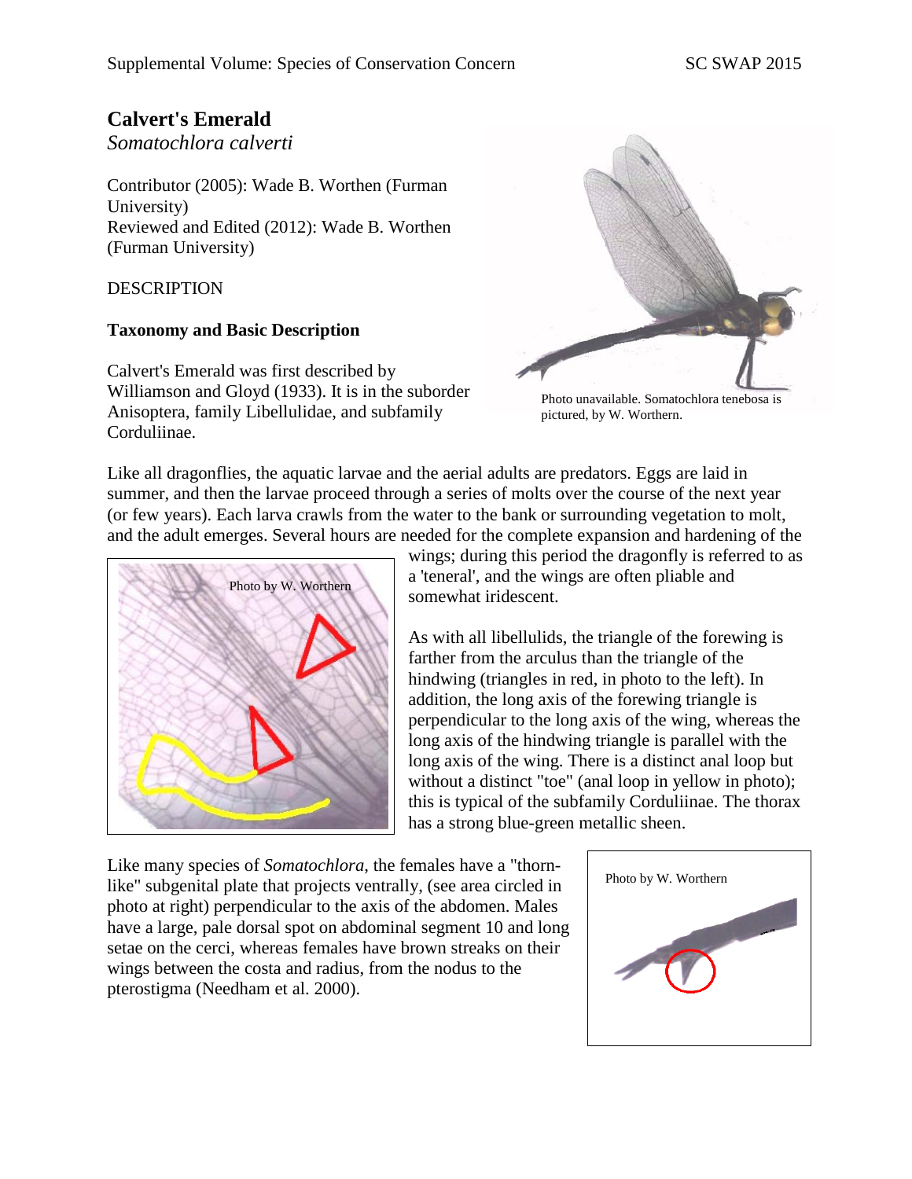# Calvert's Emerald

*Somatochlora calverti*

Contributor (2005): Wade B. Worthen (Furman University)
Reviewed and Edited (2012): Wade B. Worthen (Furman University)

## DESCRIPTION

### Taxonomy and Basic Description

Calvert's Emerald was first described by Williamson and Gloyd (1933). It is in the suborder Anisoptera, family Libellulidae, and subfamily Corduliinae.

Photo unavailable. Somatochlora tenebosa is pictured, by W. Worthern.

Like all dragonflies, the aquatic larvae and the aerial adults are predators. Eggs are laid in summer, and then the larvae proceed through a series of molts over the course of the next year (or few years). Each larva crawls from the water to the bank or surrounding vegetation to molt, and the adult emerges. Several hours are needed for the complete expansion and hardening of the wings; during this period the dragonfly is referred to as a 'teneral', and the wings are often pliable and somewhat iridescent.

Photo by W. Worthern

As with all libellulids, the triangle of the forewing is farther from the arculus than the triangle of the hindwing (triangles in red, in photo to the left). In addition, the long axis of the forewing triangle is perpendicular to the long axis of the wing, whereas the long axis of the hindwing triangle is parallel with the long axis of the wing. There is a distinct anal loop but without a distinct "toe" (anal loop in yellow in photo); this is typical of the subfamily Corduliinae. The thorax has a strong blue-green metallic sheen.

Like many species of *Somatochlora*, the females have a "thorn-like" subgenital plate that projects ventrally, (see area circled in photo at right) perpendicular to the axis of the abdomen. Males have a large, pale dorsal spot on abdominal segment 10 and long setae on the cerci, whereas females have brown streaks on their wings between the costa and radius, from the nodus to the pterostigma (Needham et al. 2000).

Photo by W. Worthern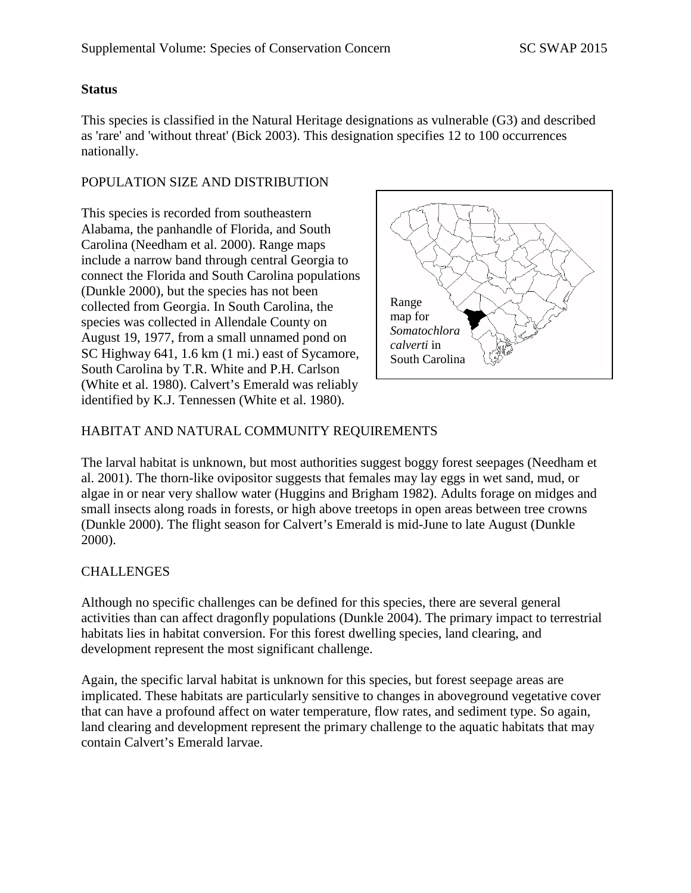**Status**

This species is classified in the Natural Heritage designations as vulnerable (G3) and described as 'rare' and 'without threat' (Bick 2003). This designation specifies 12 to 100 occurrences nationally.

POPULATION SIZE AND DISTRIBUTION

This species is recorded from southeastern Alabama, the panhandle of Florida, and South Carolina (Needham et al. 2000). Range maps include a narrow band through central Georgia to connect the Florida and South Carolina populations (Dunkle 2000), but the species has not been collected from Georgia. In South Carolina, the species was collected in Allendale County on August 19, 1977, from a small unnamed pond on SC Highway 641, 1.6 km (1 mi.) east of Sycamore, South Carolina by T.R. White and P.H. Carlson (White et al. 1980). Calvert's Emerald was reliably identified by K.J. Tennessen (White et al. 1980).

Range map for *Somatochlora calverti* in South Carolina

HABITAT AND NATURAL COMMUNITY REQUIREMENTS

The larval habitat is unknown, but most authorities suggest boggy forest seepages (Needham et al. 2001). The thorn-like ovipositor suggests that females may lay eggs in wet sand, mud, or algae in or near very shallow water (Huggins and Brigham 1982). Adults forage on midges and small insects along roads in forests, or high above treetops in open areas between tree crowns (Dunkle 2000). The flight season for Calvert's Emerald is mid-June to late August (Dunkle 2000).

CHALLENGES

Although no specific challenges can be defined for this species, there are several general activities than can affect dragonfly populations (Dunkle 2004). The primary impact to terrestrial habitats lies in habitat conversion. For this forest dwelling species, land clearing, and development represent the most significant challenge.

Again, the specific larval habitat is unknown for this species, but forest seepage areas are implicated. These habitats are particularly sensitive to changes in aboveground vegetative cover that can have a profound affect on water temperature, flow rates, and sediment type. So again, land clearing and development represent the primary challenge to the aquatic habitats that may contain Calvert's Emerald larvae.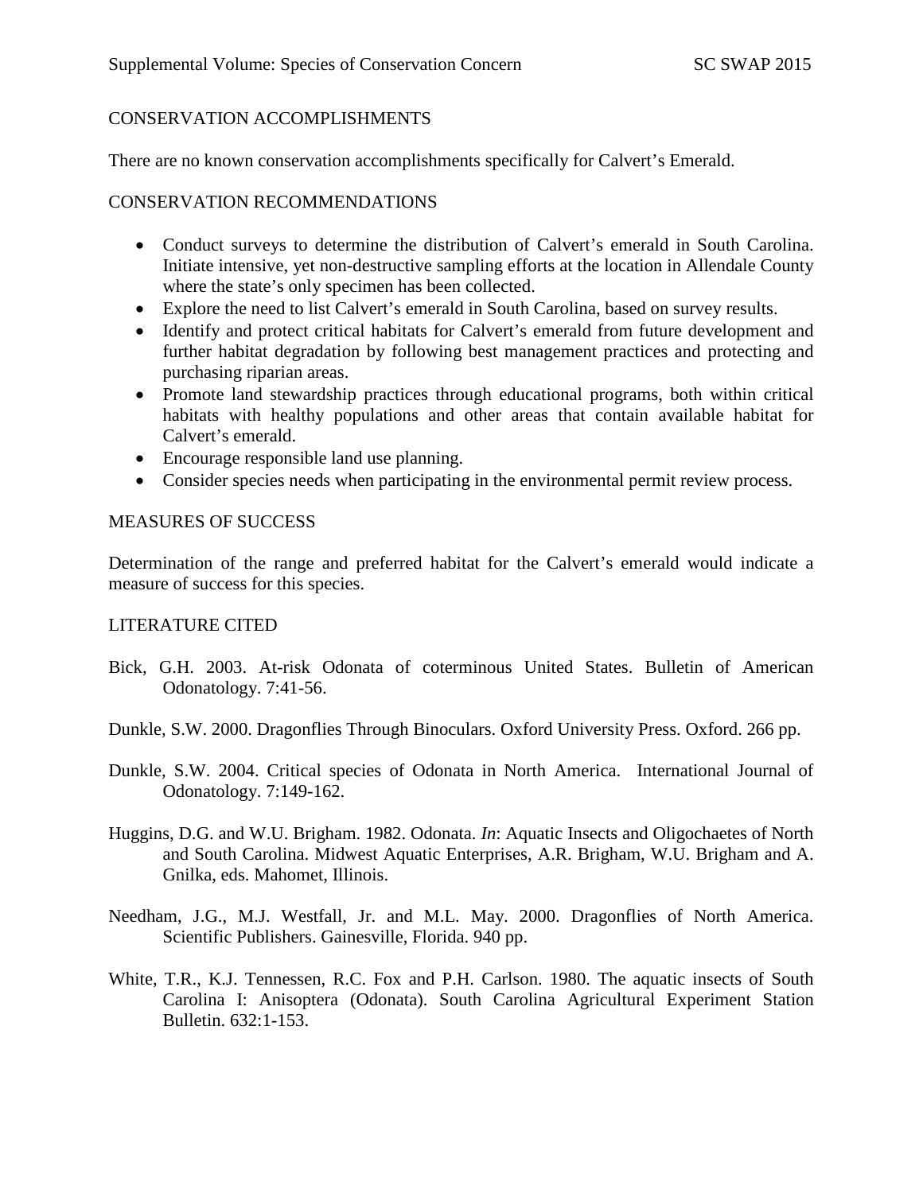## CONSERVATION ACCOMPLISHMENTS

There are no known conservation accomplishments specifically for Calvert's Emerald.

## CONSERVATION RECOMMENDATIONS

- Conduct surveys to determine the distribution of Calvert's emerald in South Carolina. Initiate intensive, yet non-destructive sampling efforts at the location in Allendale County where the state's only specimen has been collected.
- Explore the need to list Calvert's emerald in South Carolina, based on survey results.
- Identify and protect critical habitats for Calvert's emerald from future development and further habitat degradation by following best management practices and protecting and purchasing riparian areas.
- Promote land stewardship practices through educational programs, both within critical habitats with healthy populations and other areas that contain available habitat for Calvert's emerald.
- Encourage responsible land use planning.
- Consider species needs when participating in the environmental permit review process.

## MEASURES OF SUCCESS

Determination of the range and preferred habitat for the Calvert's emerald would indicate a measure of success for this species.

## LITERATURE CITED

Bick, G.H. 2003. At-risk Odonata of coterminous United States. Bulletin of American Odonatology. 7:41-56.

Dunkle, S.W. 2000. Dragonflies Through Binoculars. Oxford University Press. Oxford. 266 pp.

Dunkle, S.W. 2004. Critical species of Odonata in North America. International Journal of Odonatology. 7:149-162.

Huggins, D.G. and W.U. Brigham. 1982. Odonata. *In*: Aquatic Insects and Oligochaetes of North and South Carolina. Midwest Aquatic Enterprises, A.R. Brigham, W.U. Brigham and A. Gnilka, eds. Mahomet, Illinois.

Needham, J.G., M.J. Westfall, Jr. and M.L. May. 2000. Dragonflies of North America. Scientific Publishers. Gainesville, Florida. 940 pp.

White, T.R., K.J. Tennessen, R.C. Fox and P.H. Carlson. 1980. The aquatic insects of South Carolina I: Anisoptera (Odonata). South Carolina Agricultural Experiment Station Bulletin. 632:1-153.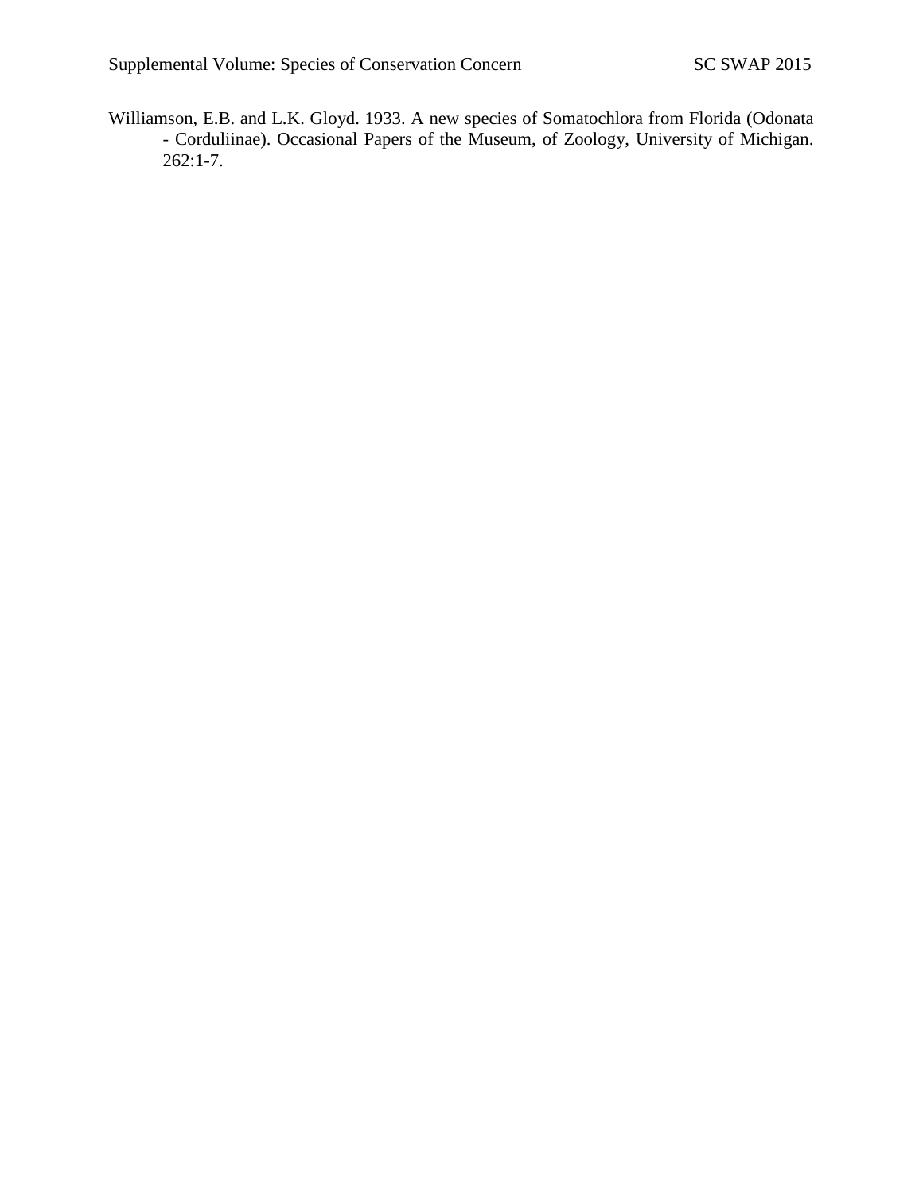Williamson, E.B. and L.K. Gloyd. 1933. A new species of Somatochlora from Florida (Odonata - Corduliinae). Occasional Papers of the Museum, of Zoology, University of Michigan. 262:1-7.